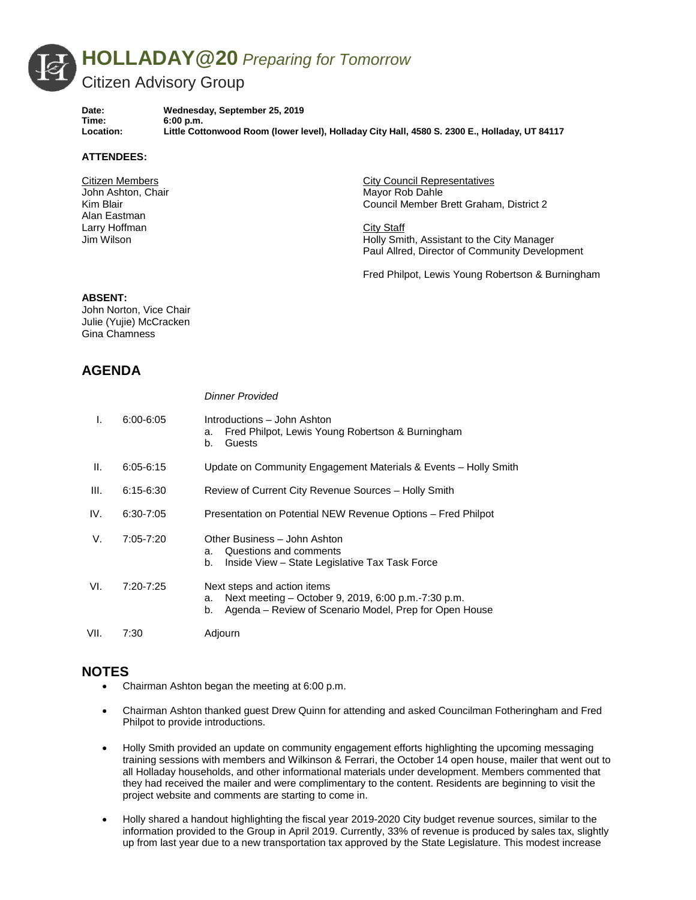# **HOLLADAY@20** *Preparing for Tomorrow*

## Citizen Advisory Group

**Date:** **Wednesday, September 25, 2019**
**Time:** **6:00 p.m.**
**Location:** **Little Cottonwood Room (lower level), Holladay City Hall, 4580 S. 2300 E., Holladay, UT 84117**

**ATTENDEES:**

Citizen Members
John Ashton, Chair
Kim Blair
Alan Eastman
Larry Hoffman
Jim Wilson

City Council Representatives
Mayor Rob Dahle
Council Member Brett Graham, District 2

City Staff
Holly Smith, Assistant to the City Manager
Paul Allred, Director of Community Development

Fred Philpot, Lewis Young Robertson & Burningham

**ABSENT:**
John Norton, Vice Chair
Julie (Yujie) McCracken
Gina Chamness

## AGENDA

*Dinner Provided*

| | | |
|---|---|---|
| I. | 6:00-6:05 | Introductions – John Ashton<br>a. Fred Philpot, Lewis Young Robertson & Burningham<br>b. Guests |
| II. | 6:05-6:15 | Update on Community Engagement Materials & Events – Holly Smith |
| III. | 6:15-6:30 | Review of Current City Revenue Sources – Holly Smith |
| IV. | 6:30-7:05 | Presentation on Potential NEW Revenue Options – Fred Philpot |
| V. | 7:05-7:20 | Other Business – John Ashton<br>a. Questions and comments<br>b. Inside View – State Legislative Tax Task Force |
| VI. | 7:20-7:25 | Next steps and action items<br>a. Next meeting – October 9, 2019, 6:00 p.m.-7:30 p.m.<br>b. Agenda – Review of Scenario Model, Prep for Open House |
| VII. | 7:30 | Adjourn |

## NOTES

- Chairman Ashton began the meeting at 6:00 p.m.
- Chairman Ashton thanked guest Drew Quinn for attending and asked Councilman Fotheringham and Fred Philpot to provide introductions.
- Holly Smith provided an update on community engagement efforts highlighting the upcoming messaging training sessions with members and Wilkinson & Ferrari, the October 14 open house, mailer that went out to all Holladay households, and other informational materials under development. Members commented that they had received the mailer and were complimentary to the content. Residents are beginning to visit the project website and comments are starting to come in.
- Holly shared a handout highlighting the fiscal year 2019-2020 City budget revenue sources, similar to the information provided to the Group in April 2019. Currently, 33% of revenue is produced by sales tax, slightly up from last year due to a new transportation tax approved by the State Legislature. This modest increase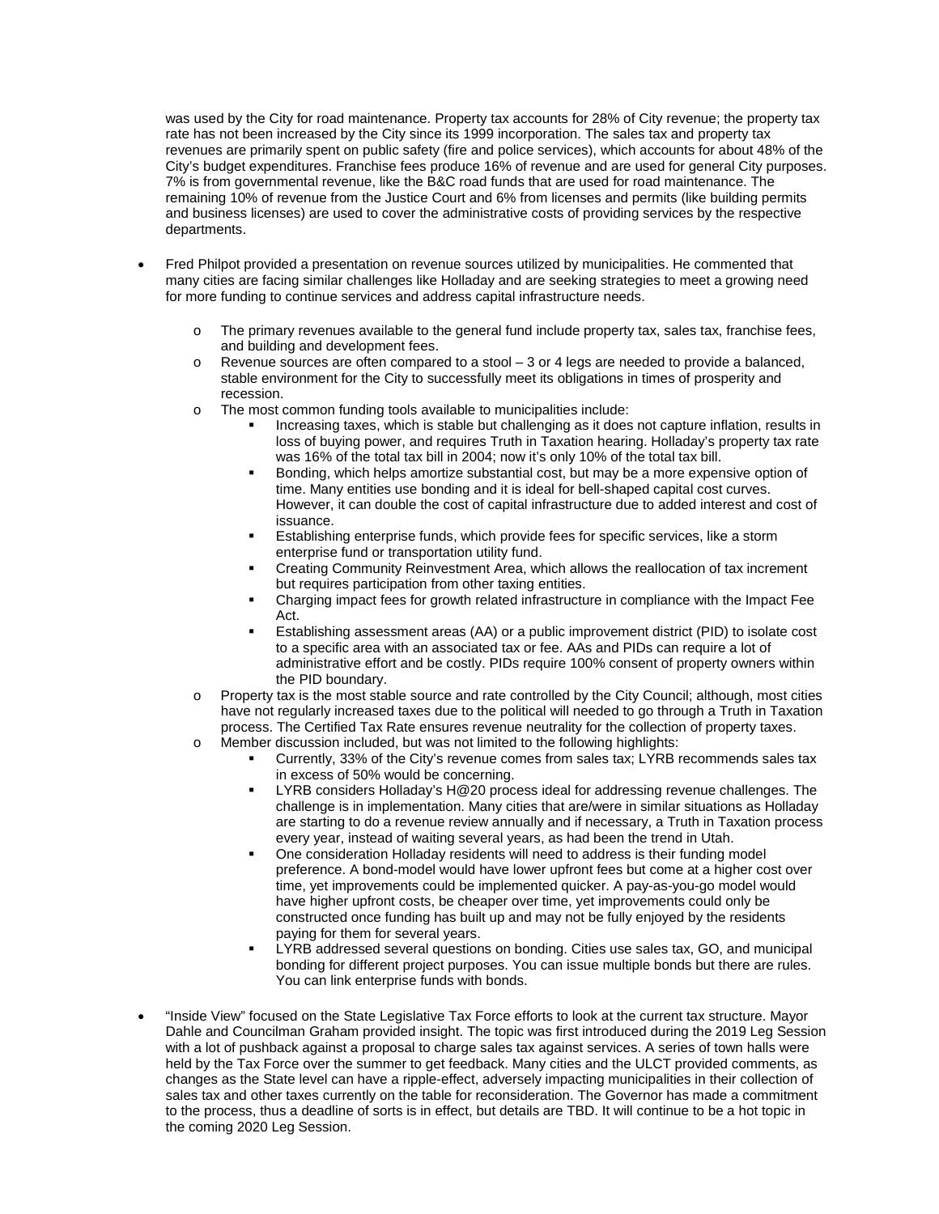was used by the City for road maintenance. Property tax accounts for 28% of City revenue; the property tax rate has not been increased by the City since its 1999 incorporation. The sales tax and property tax revenues are primarily spent on public safety (fire and police services), which accounts for about 48% of the City's budget expenditures. Franchise fees produce 16% of revenue and are used for general City purposes. 7% is from governmental revenue, like the B&C road funds that are used for road maintenance. The remaining 10% of revenue from the Justice Court and 6% from licenses and permits (like building permits and business licenses) are used to cover the administrative costs of providing services by the respective departments.

- Fred Philpot provided a presentation on revenue sources utilized by municipalities. He commented that many cities are facing similar challenges like Holladay and are seeking strategies to meet a growing need for more funding to continue services and address capital infrastructure needs.
  - The primary revenues available to the general fund include property tax, sales tax, franchise fees, and building and development fees.
  - Revenue sources are often compared to a stool – 3 or 4 legs are needed to provide a balanced, stable environment for the City to successfully meet its obligations in times of prosperity and recession.
  - The most common funding tools available to municipalities include:
    - Increasing taxes, which is stable but challenging as it does not capture inflation, results in loss of buying power, and requires Truth in Taxation hearing. Holladay's property tax rate was 16% of the total tax bill in 2004; now it's only 10% of the total tax bill.
    - Bonding, which helps amortize substantial cost, but may be a more expensive option of time. Many entities use bonding and it is ideal for bell-shaped capital cost curves. However, it can double the cost of capital infrastructure due to added interest and cost of issuance.
    - Establishing enterprise funds, which provide fees for specific services, like a storm enterprise fund or transportation utility fund.
    - Creating Community Reinvestment Area, which allows the reallocation of tax increment but requires participation from other taxing entities.
    - Charging impact fees for growth related infrastructure in compliance with the Impact Fee Act.
    - Establishing assessment areas (AA) or a public improvement district (PID) to isolate cost to a specific area with an associated tax or fee. AAs and PIDs can require a lot of administrative effort and be costly. PIDs require 100% consent of property owners within the PID boundary.
  - Property tax is the most stable source and rate controlled by the City Council; although, most cities have not regularly increased taxes due to the political will needed to go through a Truth in Taxation process. The Certified Tax Rate ensures revenue neutrality for the collection of property taxes.
  - Member discussion included, but was not limited to the following highlights:
    - Currently, 33% of the City's revenue comes from sales tax; LYRB recommends sales tax in excess of 50% would be concerning.
    - LYRB considers Holladay's H@20 process ideal for addressing revenue challenges. The challenge is in implementation. Many cities that are/were in similar situations as Holladay are starting to do a revenue review annually and if necessary, a Truth in Taxation process every year, instead of waiting several years, as had been the trend in Utah.
    - One consideration Holladay residents will need to address is their funding model preference. A bond-model would have lower upfront fees but come at a higher cost over time, yet improvements could be implemented quicker. A pay-as-you-go model would have higher upfront costs, be cheaper over time, yet improvements could only be constructed once funding has built up and may not be fully enjoyed by the residents paying for them for several years.
    - LYRB addressed several questions on bonding. Cities use sales tax, GO, and municipal bonding for different project purposes. You can issue multiple bonds but there are rules. You can link enterprise funds with bonds.

- "Inside View" focused on the State Legislative Tax Force efforts to look at the current tax structure. Mayor Dahle and Councilman Graham provided insight. The topic was first introduced during the 2019 Leg Session with a lot of pushback against a proposal to charge sales tax against services. A series of town halls were held by the Tax Force over the summer to get feedback. Many cities and the ULCT provided comments, as changes as the State level can have a ripple-effect, adversely impacting municipalities in their collection of sales tax and other taxes currently on the table for reconsideration. The Governor has made a commitment to the process, thus a deadline of sorts is in effect, but details are TBD. It will continue to be a hot topic in the coming 2020 Leg Session.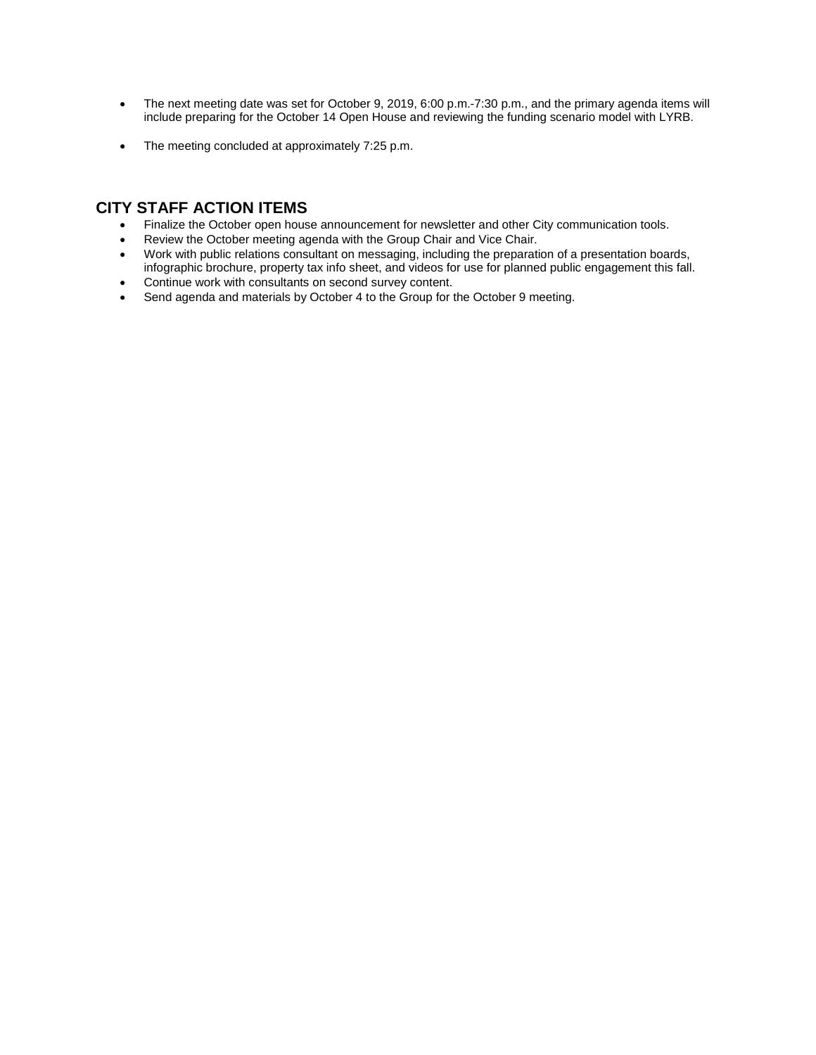- The next meeting date was set for October 9, 2019, 6:00 p.m.-7:30 p.m., and the primary agenda items will include preparing for the October 14 Open House and reviewing the funding scenario model with LYRB.

- The meeting concluded at approximately 7:25 p.m.

## CITY STAFF ACTION ITEMS

- Finalize the October open house announcement for newsletter and other City communication tools.
- Review the October meeting agenda with the Group Chair and Vice Chair.
- Work with public relations consultant on messaging, including the preparation of a presentation boards, infographic brochure, property tax info sheet, and videos for use for planned public engagement this fall.
- Continue work with consultants on second survey content.
- Send agenda and materials by October 4 to the Group for the October 9 meeting.